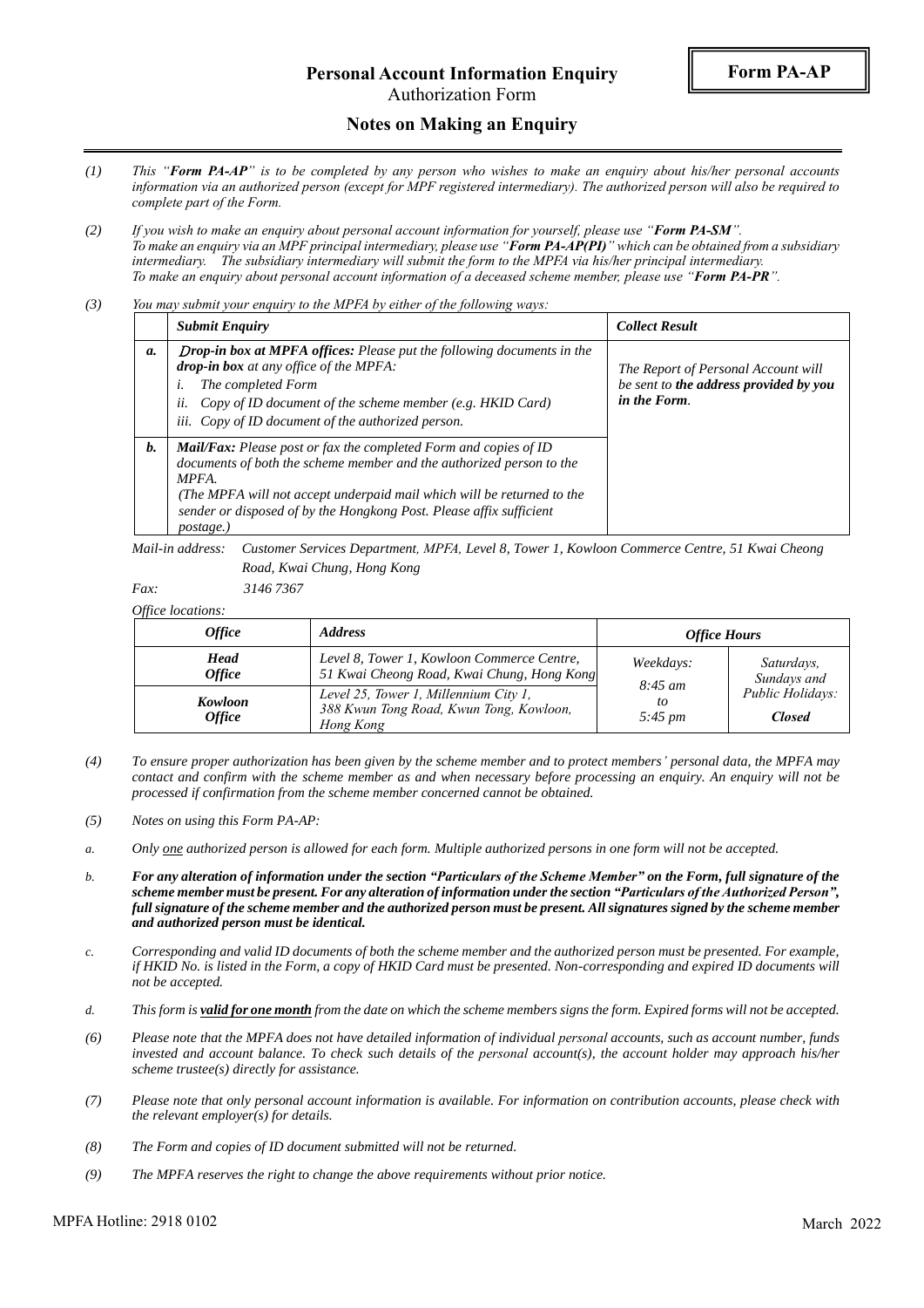**Form PA-AP**

# Personal Account Information Enquiry

Authorization Form

## Notes on Making an Enquiry

*(1)* *This "**Form PA-AP**" is to be completed by any person who wishes to make an enquiry about his/her personal accounts information via an authorized person (except for MPF registered intermediary). The authorized person will also be required to complete part of the Form.*

*(2)* *If you wish to make an enquiry about personal account information for yourself, please use "**Form PA-SM**".*
*To make an enquiry via an MPF principal intermediary, please use "**Form PA-AP(PI)**" which can be obtained from a subsidiary intermediary. The subsidiary intermediary will submit the form to the MPFA via his/her principal intermediary.*
*To make an enquiry about personal account information of a deceased scheme member, please use "**Form PA-PR**".*

*(3)* *You may submit your enquiry to the MPFA by either of the following ways:*

| | ***Submit Enquiry*** | ***Collect Result*** |
|---|---|---|
| ***a.*** | ***Drop-in box at MPFA offices:*** *Please put the following documents in the* ***drop-in box*** *at any office of the MPFA:*<br>*i. The completed Form*<br>*ii. Copy of ID document of the scheme member (e.g. HKID Card)*<br>*iii. Copy of ID document of the authorized person.* | *The Report of Personal Account will be sent to* ***the address provided by you in the Form****.* |
| ***b.*** | ***Mail/Fax:*** *Please post or fax the completed Form and copies of ID documents of both the scheme member and the authorized person to the MPFA.*<br>*(The MPFA will not accept underpaid mail which will be returned to the sender or disposed of by the Hongkong Post. Please affix sufficient postage.)* | |

*Mail-in address: Customer Services Department, MPFA, Level 8, Tower 1, Kowloon Commerce Centre, 51 Kwai Cheong Road, Kwai Chung, Hong Kong*

*Fax: 3146 7367*

*Office locations:*

| ***Office*** | ***Address*** | ***Office Hours*** | |
|---|---|---|---|
| ***Head Office*** | *Level 8, Tower 1, Kowloon Commerce Centre, 51 Kwai Cheong Road, Kwai Chung, Hong Kong* | *Weekdays:*<br>*8:45 am to 5:45 pm* | *Saturdays, Sundays and Public Holidays:*<br>***Closed*** |
| ***Kowloon Office*** | *Level 25, Tower 1, Millennium City 1, 388 Kwun Tong Road, Kwun Tong, Kowloon, Hong Kong* | | |

*(4)* *To ensure proper authorization has been given by the scheme member and to protect members' personal data, the MPFA may contact and confirm with the scheme member as and when necessary before processing an enquiry. An enquiry will not be processed if confirmation from the scheme member concerned cannot be obtained.*

*(5)* *Notes on using this Form PA-AP:*

*a.* *Only <u>one</u> authorized person is allowed for each form. Multiple authorized persons in one form will not be accepted.*

*b.* ***For any alteration of information under the section "Particulars of the Scheme Member" on the Form, full signature of the scheme member must be present. For any alteration of information under the section "Particulars of the Authorized Person", full signature of the scheme member and the authorized person must be present. All signatures signed by the scheme member and authorized person must be identical.***

*c.* *Corresponding and valid ID documents of both the scheme member and the authorized person must be presented. For example, if HKID No. is listed in the Form, a copy of HKID Card must be presented. Non-corresponding and expired ID documents will not be accepted.*

*d.* *This form is **<u>valid for one month</u>** from the date on which the scheme members signs the form. Expired forms will not be accepted.*

*(6)* *Please note that the MPFA does not have detailed information of individual personal accounts, such as account number, funds invested and account balance. To check such details of the personal account(s), the account holder may approach his/her scheme trustee(s) directly for assistance.*

*(7)* *Please note that only personal account information is available. For information on contribution accounts, please check with the relevant employer(s) for details.*

*(8)* *The Form and copies of ID document submitted will not be returned.*

*(9)* *The MPFA reserves the right to change the above requirements without prior notice.*

MPFA Hotline: 2918 0102

March 2022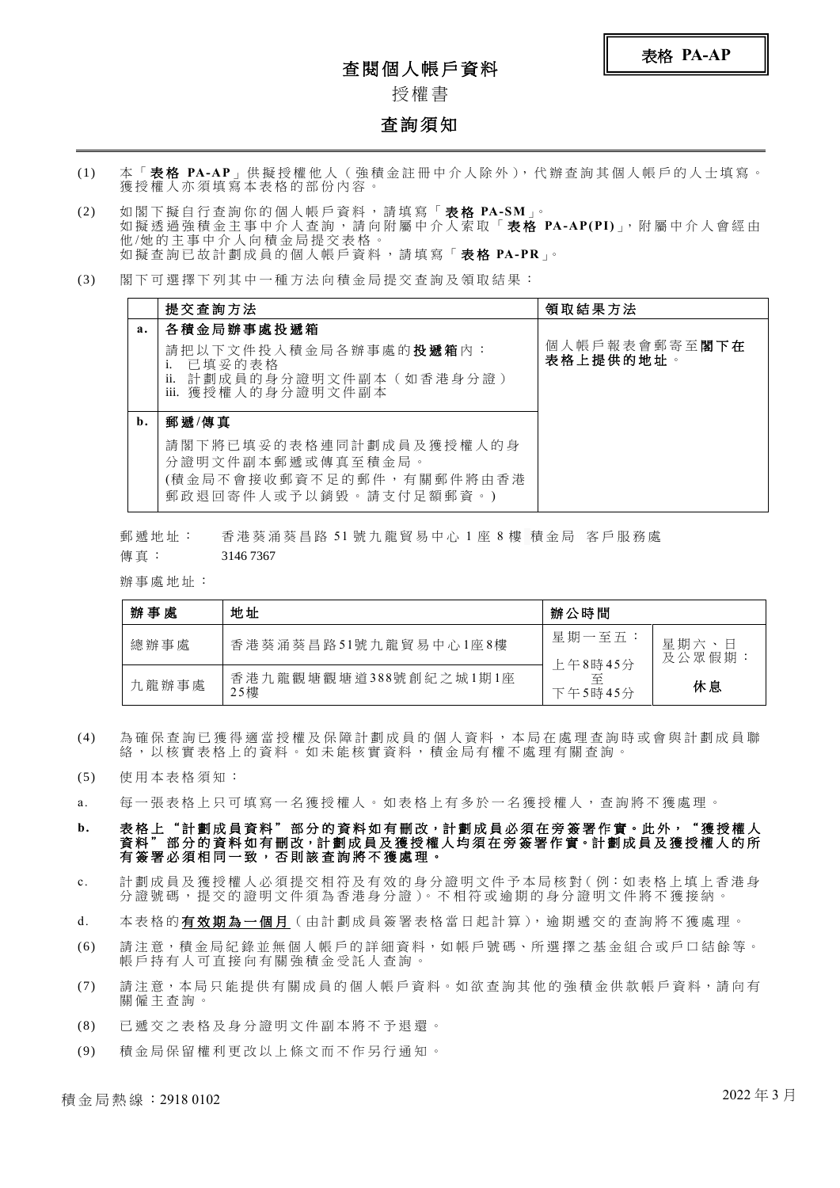**表格 PA-AP**

# 查閱個人帳戶資料

## 授權書

## 查詢須知

(1) 本「**表格 PA-AP**」供擬授權他人（強積金註冊中介人除外），代辦查詢其個人帳戶的人士填寫。獲授權人亦須填寫本表格的部份內容。

(2) 如閣下擬自行查詢你的個人帳戶資料，請填寫「**表格 PA-SM**」。
如擬透過強積金主事中介人查詢，請向附屬中介人索取「**表格 PA-AP(PI)**」，附屬中介人會經由他/她的主事中介人向積金局提交表格。
如擬查詢已故計劃成員的個人帳戶資料，請填寫「**表格 PA-PR**」。

(3) 閣下可選擇下列其中一種方法向積金局提交查詢及領取結果：

| | 提交查詢方法 | 領取結果方法 |
|---|---|---|
| **a.** | **各積金局辦事處投遞箱**<br>請把以下文件投入積金局各辦事處的**投遞箱**內：<br>i. 已填妥的表格<br>ii. 計劃成員的身分證明文件副本（如香港身分證）<br>iii. 獲授權人的身分證明文件副本 | 個人帳戶報表會郵寄至**閣下在表格上提供的地址**。 |
| **b.** | **郵遞/傳真**<br>請閣下將已填妥的表格連同計劃成員及獲授權人的身分證明文件副本郵遞或傳真至積金局。<br>(積金局不會接收郵資不足的郵件，有關郵件將由香港郵政退回寄件人或予以銷毀。請支付足額郵資。) | |

郵遞地址：　香港葵涌葵昌路 51 號九龍貿易中心 1 座 8 樓 積金局 客戶服務處

傳真：　3146 7367

辦事處地址：

| 辦事處 | 地址 | 辦公時間 | |
|---|---|---|---|
| 總辦事處 | 香港葵涌葵昌路51號九龍貿易中心1座8樓 | 星期一至五：<br>上午8時45分<br>至<br>下午5時45分 | 星期六、日及公眾假期：<br>**休息** |
| 九龍辦事處 | 香港九龍觀塘觀塘道388號創紀之城1期1座25樓 | | |

(4) 為確保查詢已獲得適當授權及保障計劃成員的個人資料，本局在處理查詢時或會與計劃成員聯絡，以核實表格上的資料。如未能核實資料，積金局有權不處理有關查詢。

(5) 使用本表格須知：

a. 每一張表格上只可填寫一名獲授權人。如表格上有多於一名獲授權人，查詢將不獲處理。

**b. 表格上"計劃成員資料"部分的資料如有刪改，計劃成員必須在旁簽署作實。此外，"獲授權人資料"部分的資料如有刪改，計劃成員及獲授權人均須在旁簽署作實。計劃成員及獲授權人的所有簽署必須相同一致，否則該查詢將不獲處理。**

c. 計劃成員及獲授權人必須提交相符及有效的身分證明文件予本局核對（例：如表格上填上香港身分證號碼，提交的證明文件須為香港身分證）。不相符或逾期的身分證明文件將不獲接納。

d. 本表格的**有效期為一個月**（由計劃成員簽署表格當日起計算），逾期遞交的查詢將不獲處理。

(6) 請注意，積金局紀錄並無個人帳戶的詳細資料，如帳戶號碼、所選擇之基金組合或戶口結餘等。帳戶持有人可直接向有關強積金受託人查詢。

(7) 請注意，本局只能提供有關成員的個人帳戶資料。如欲查詢其他的強積金供款帳戶資料，請向有關僱主查詢。

(8) 已遞交之表格及身分證明文件副本將不予退還。

(9) 積金局保留權利更改以上條文而不作另行通知。

積金局熱線：2918 0102　　　　2022 年 3 月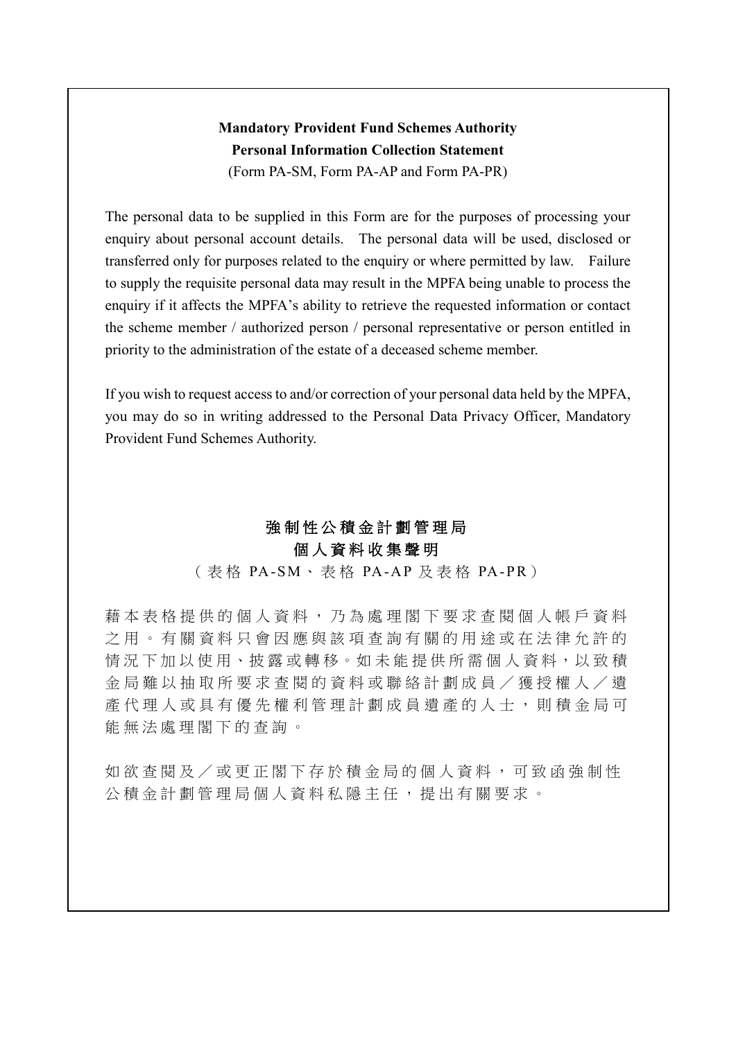**Mandatory Provident Fund Schemes Authority**
**Personal Information Collection Statement**
(Form PA-SM, Form PA-AP and Form PA-PR)

The personal data to be supplied in this Form are for the purposes of processing your enquiry about personal account details. The personal data will be used, disclosed or transferred only for purposes related to the enquiry or where permitted by law. Failure to supply the requisite personal data may result in the MPFA being unable to process the enquiry if it affects the MPFA's ability to retrieve the requested information or contact the scheme member / authorized person / personal representative or person entitled in priority to the administration of the estate of a deceased scheme member.

If you wish to request access to and/or correction of your personal data held by the MPFA, you may do so in writing addressed to the Personal Data Privacy Officer, Mandatory Provident Fund Schemes Authority.

**強制性公積金計劃管理局**
**個人資料收集聲明**
（表格 PA-SM、表格 PA-AP 及表格 PA-PR）

藉本表格提供的個人資料，乃為處理閣下要求查閱個人帳戶資料之用。有關資料只會因應與該項查詢有關的用途或在法律允許的情況下加以使用、披露或轉移。如未能提供所需個人資料，以致積金局難以抽取所要求查閱的資料或聯絡計劃成員／獲授權人／遺產代理人或具有優先權利管理計劃成員遺產的人士，則積金局可能無法處理閣下的查詢。

如欲查閱及／或更正閣下存於積金局的個人資料，可致函強制性公積金計劃管理局個人資料私隱主任，提出有關要求。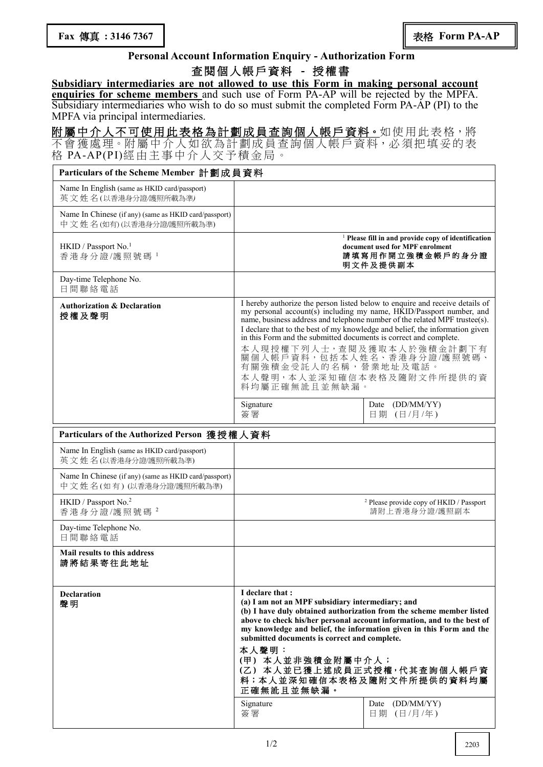**Fax 傳真 : 3146 7367**

表格 **Form PA-AP**

## Personal Account Information Enquiry - Authorization Form

## 查閱個人帳戶資料 - 授權書

**Subsidiary intermediaries are not allowed to use this Form in making personal account enquiries for scheme members** and such use of Form PA-AP will be rejected by the MPFA. Subsidiary intermediaries who wish to do so must submit the completed Form PA-AP (PI) to the MPFA via principal intermediaries.

**附屬中介人不可使用此表格為計劃成員查詢個人帳戶資料。**如使用此表格，將不會獲處理。附屬中介人如欲為計劃成員查詢個人帳戶資料，必須把填妥的表格 PA-AP(PI)經由主事中介人交予積金局。

| **Particulars of the Scheme Member 計劃成員資料** | | |
|---|---|---|
| Name In English (same as HKID card/passport) 英文姓名(以香港身分證/護照所載為準) | | |
| Name In Chinese (if any) (same as HKID card/passport) 中文姓名(如有)(以香港身分證/護照所載為準) | | |
| HKID / Passport No.[1] 香港身分證/護照號碼 [1] | [1] **Please fill in and provide copy of identification document used for MPF enrolment 請填寫用作開立強積金帳戶的身分證明文件及提供副本** | |
| Day-time Telephone No. 日間聯絡電話 | | |
| **Authorization & Declaration 授權及聲明** | I hereby authorize the person listed below to enquire and receive details of my personal account(s) including my name, HKID/Passport number, and name, business address and telephone number of the related MPF trustee(s). I declare that to the best of my knowledge and belief, the information given in this Form and the submitted documents is correct and complete. 本人現授權下列人士，查閱及獲取本人於強積金計劃下有關個人帳戶資料，包括本人姓名、香港身分證/護照號碼、有關強積金受託人的名稱，營業地址及電話。本人聲明，本人並深知確信本表格及隨附文件所提供的資料均屬正確無訛且並無缺漏。 | |
| | Signature 簽署 | Date (DD/MM/YY) 日期 (日/月/年) |

| **Particulars of the Authorized Person 獲授權人資料** | | |
|---|---|---|
| Name In English (same as HKID card/passport) 英文姓名(以香港身分證/護照所載為準) | | |
| Name In Chinese (if any) (same as HKID card/passport) 中文姓名(如有)(以香港身分證/護照所載為準) | | |
| HKID / Passport No.[2] 香港身分證/護照號碼 [2] | [2] Please provide copy of HKID / Passport 請附上香港身分證/護照副本 | |
| Day-time Telephone No. 日間聯絡電話 | | |
| **Mail results to this address 請將結果寄往此地址** | | |
| **Declaration 聲明** | **I declare that : (a) I am not an MPF subsidiary intermediary; and (b) I have duly obtained authorization from the scheme member listed above to check his/her personal account information, and to the best of my knowledge and belief, the information given in this Form and the submitted documents is correct and complete. 本人聲明：(甲) 本人並非強積金附屬中介人；(乙) 本人並已獲上述成員正式授權，代其查詢個人帳戶資料；本人並深知確信本表格及隨附文件所提供的資料均屬正確無訛且並無缺漏。** | |
| | Signature 簽署 | Date (DD/MM/YY) 日期 (日/月/年) |

2203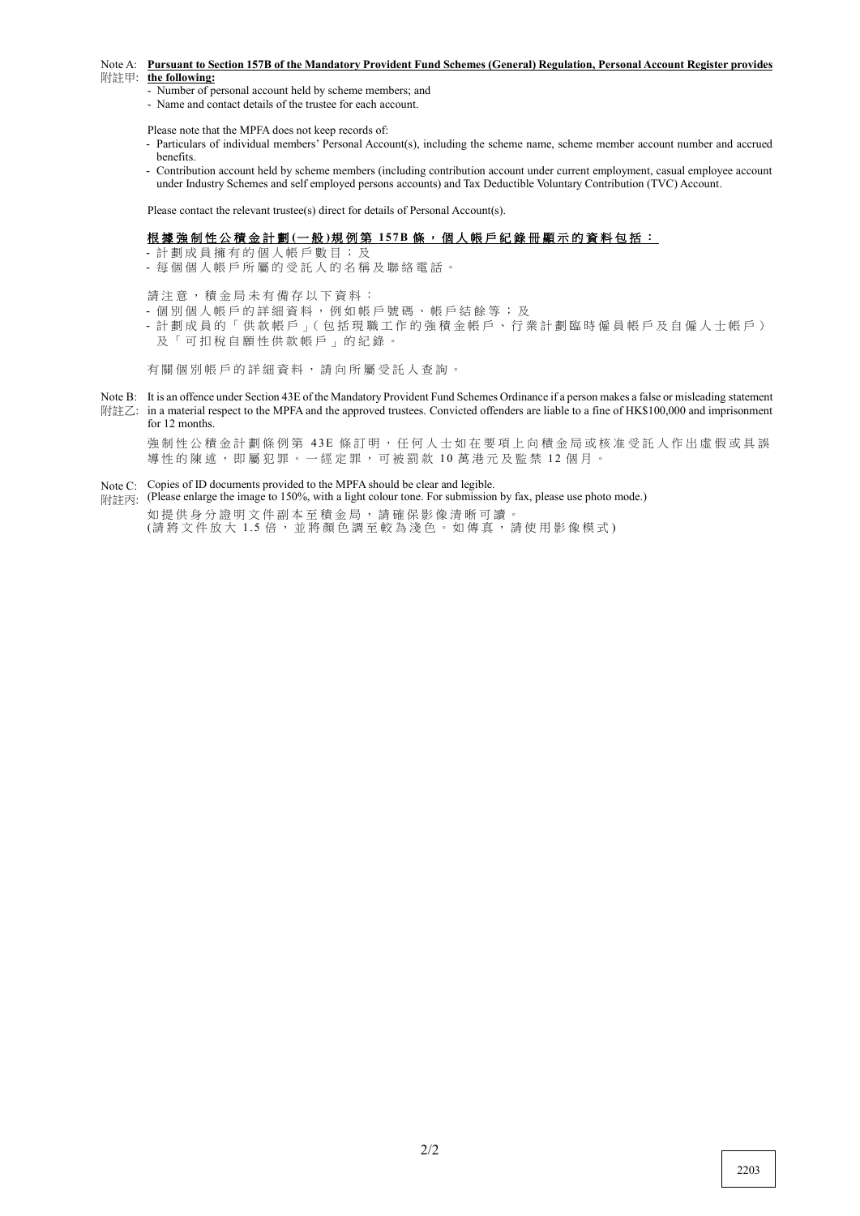Note A: **Pursuant to Section 157B of the Mandatory Provident Fund Schemes (General) Regulation, Personal Account Register provides**
附註甲: **the following:**

- Number of personal account held by scheme members; and
- Name and contact details of the trustee for each account.

Please note that the MPFA does not keep records of:

- Particulars of individual members' Personal Account(s), including the scheme name, scheme member account number and accrued benefits.
- Contribution account held by scheme members (including contribution account under current employment, casual employee account under Industry Schemes and self employed persons accounts) and Tax Deductible Voluntary Contribution (TVC) Account.

Please contact the relevant trustee(s) direct for details of Personal Account(s).

**根據強制性公積金計劃(一般)規例第 157B 條，個人帳戶紀錄冊顯示的資料包括：**

- 計劃成員擁有的個人帳戶數目；及
- 每個個人帳戶所屬的受託人的名稱及聯絡電話。

請注意，積金局未有備存以下資料：

- 個別個人帳戶的詳細資料，例如帳戶號碼、帳戶結餘等；及
- 計劃成員的「供款帳戶」(包括現職工作的強積金帳戶、行業計劃臨時僱員帳戶及自僱人士帳戶）及「可扣稅自願性供款帳戶」的紀錄。

有關個別帳戶的詳細資料，請向所屬受託人查詢。

Note B: It is an offence under Section 43E of the Mandatory Provident Fund Schemes Ordinance if a person makes a false or misleading statement
附註乙: in a material respect to the MPFA and the approved trustees. Convicted offenders are liable to a fine of HK$100,000 and imprisonment for 12 months.

強制性公積金計劃條例第 43E 條訂明，任何人士如在要項上向積金局或核准受託人作出虛假或具誤導性的陳述，即屬犯罪。一經定罪，可被罰款 10 萬港元及監禁 12 個月。

Note C: Copies of ID documents provided to the MPFA should be clear and legible.
附註丙: (Please enlarge the image to 150%, with a light colour tone. For submission by fax, please use photo mode.)

如提供身分證明文件副本至積金局，請確保影像清晰可讀。
(請將文件放大 1.5 倍，並將顏色調至較為淺色。如傳真，請使用影像模式)

2203